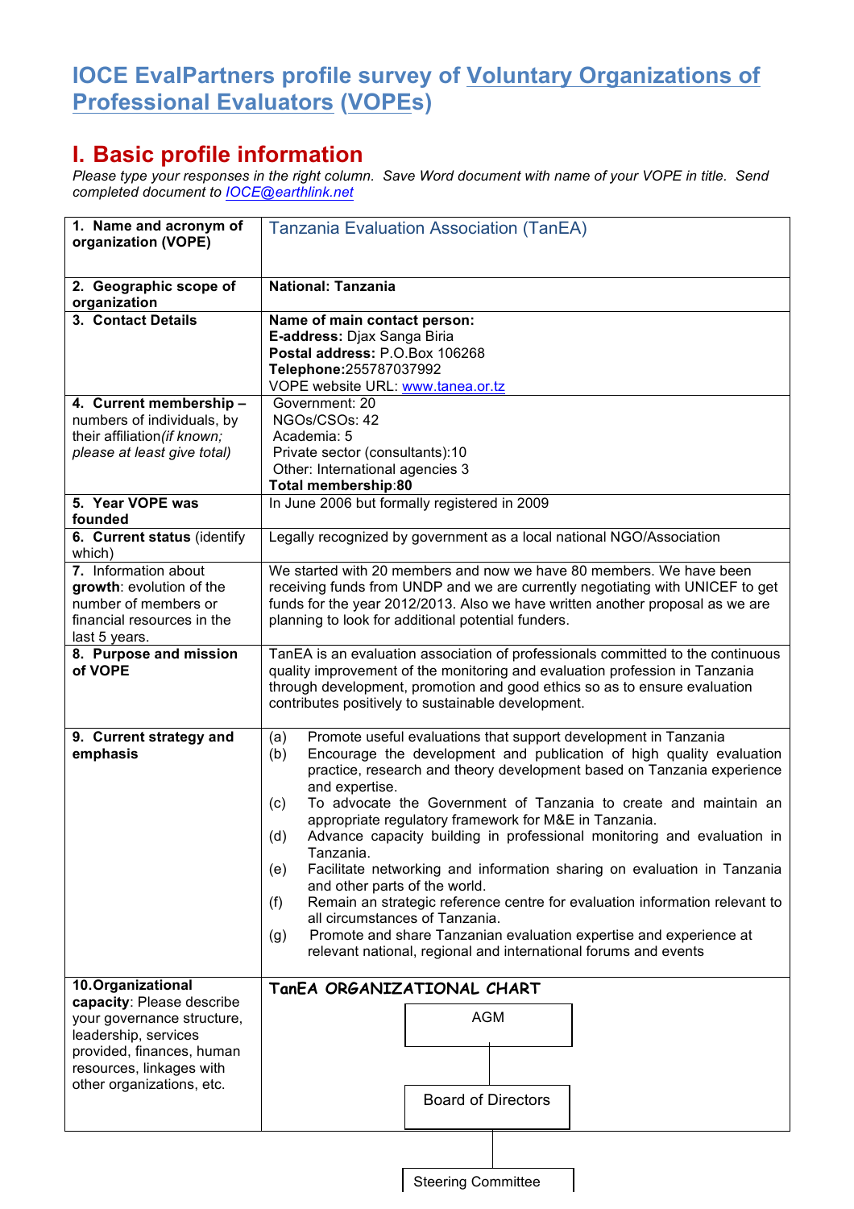# IOCE EvalPartners profile survey of Voluntary Organizations of Professional Evaluators (VOPEs)

## I. Basic profile information

*Please type your responses in the right column. Save Word document with name of your VOPE in title. Send completed document to IOCE@earthlink.net*

| | |
|---|---|
| **1. Name and acronym of organization (VOPE)** | Tanzania Evaluation Association (TanEA) |
| **2. Geographic scope of organization** | **National: Tanzania** |
| **3. Contact Details** | **Name of main contact person:**<br>**E-address:** Djax Sanga Biria<br>**Postal address:** P.O.Box 106268<br>**Telephone:**255787037992<br>VOPE website URL: www.tanea.or.tz |
| **4. Current membership –** numbers of individuals, by their affiliation *(if known; please at least give total)* | Government: 20<br>NGOs/CSOs: 42<br>Academia: 5<br>Private sector (consultants):10<br>Other: International agencies 3<br>**Total membership**:**80** |
| **5. Year VOPE was founded** | In June 2006 but formally registered in 2009 |
| **6. Current status** (identify which) | Legally recognized by government as a local national NGO/Association |
| **7.** Information about **growth**: evolution of the number of members or financial resources in the last 5 years. | We started with 20 members and now we have 80 members. We have been receiving funds from UNDP and we are currently negotiating with UNICEF to get funds for the year 2012/2013. Also we have written another proposal as we are planning to look for additional potential funders. |
| **8. Purpose and mission of VOPE** | TanEA is an evaluation association of professionals committed to the continuous quality improvement of the monitoring and evaluation profession in Tanzania through development, promotion and good ethics so as to ensure evaluation contributes positively to sustainable development. |
| **9. Current strategy and emphasis** | (a) Promote useful evaluations that support development in Tanzania<br>(b) Encourage the development and publication of high quality evaluation practice, research and theory development based on Tanzania experience and expertise.<br>(c) To advocate the Government of Tanzania to create and maintain an appropriate regulatory framework for M&E in Tanzania.<br>(d) Advance capacity building in professional monitoring and evaluation in Tanzania.<br>(e) Facilitate networking and information sharing on evaluation in Tanzania and other parts of the world.<br>(f) Remain an strategic reference centre for evaluation information relevant to all circumstances of Tanzania.<br>(g) Promote and share Tanzanian evaluation expertise and experience at relevant national, regional and international forums and events |
| **10. Organizational capacity**: Please describe your governance structure, leadership, services provided, finances, human resources, linkages with other organizations, etc. | **TanEA ORGANIZATIONAL CHART**<br>AGM<br>Board of Directors<br>Steering Committee |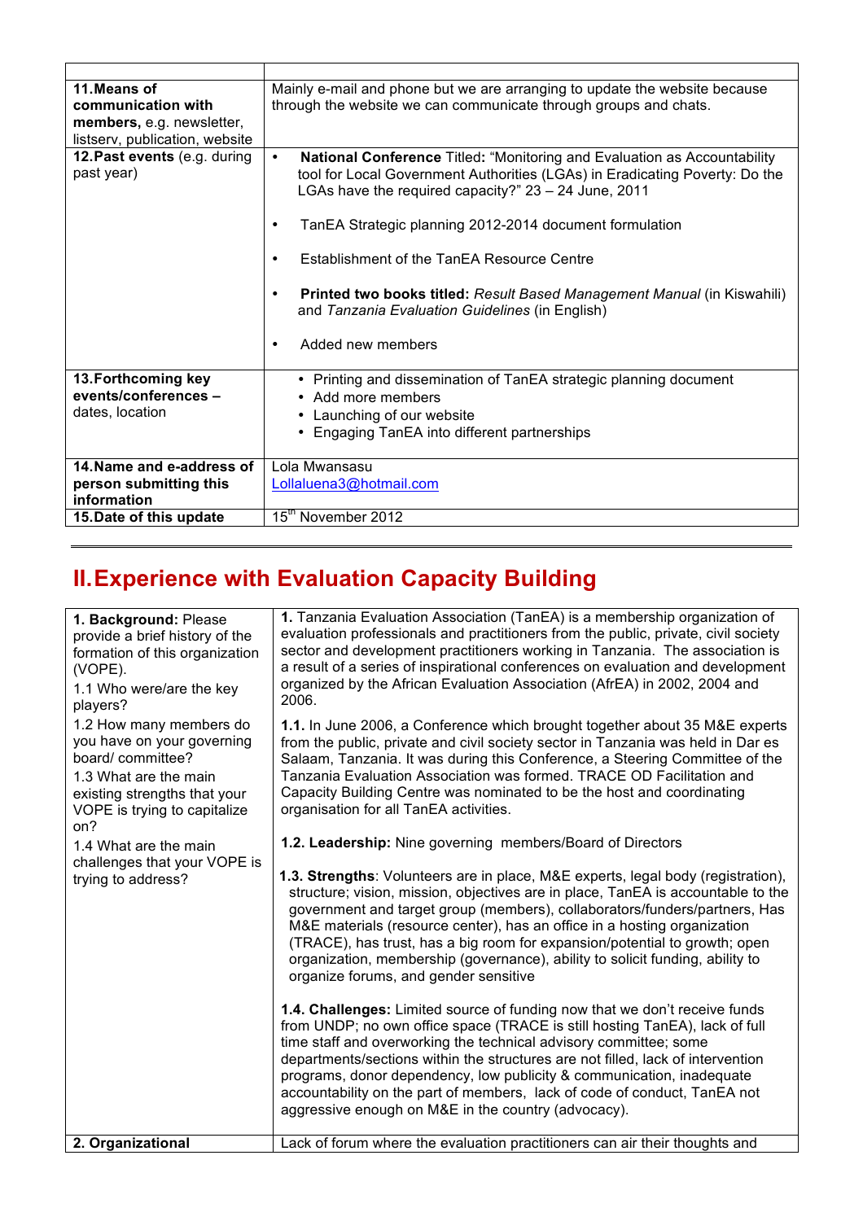| | |
|---|---|
| **11.Means of communication with members,** e.g. newsletter, listserv, publication, website | Mainly e-mail and phone but we are arranging to update the website because through the website we can communicate through groups and chats. |
| **12.Past events** (e.g. during past year) | • **National Conference** Titled**:** "Monitoring and Evaluation as Accountability tool for Local Government Authorities (LGAs) in Eradicating Poverty: Do the LGAs have the required capacity?" 23 – 24 June, 2011<br>• TanEA Strategic planning 2012-2014 document formulation<br>• Establishment of the TanEA Resource Centre<br>• **Printed two books titled:** *Result Based Management Manual* (in Kiswahili) and *Tanzania Evaluation Guidelines* (in English)<br>• Added new members |
| **13.Forthcoming key events/conferences –** dates, location | • Printing and dissemination of TanEA strategic planning document<br>• Add more members<br>• Launching of our website<br>• Engaging TanEA into different partnerships |
| **14.Name and e-address of person submitting this information** | Lola Mwansasu<br>Lollaluena3@hotmail.com |
| **15.Date of this update** | 15th November 2012 |

# II. Experience with Evaluation Capacity Building

| | |
|---|---|
| **1. Background:** Please provide a brief history of the formation of this organization (VOPE).<br>1.1 Who were/are the key players?<br>1.2 How many members do you have on your governing board/ committee?<br>1.3 What are the main existing strengths that your VOPE is trying to capitalize on?<br>1.4 What are the main challenges that your VOPE is trying to address? | **1.** Tanzania Evaluation Association (TanEA) is a membership organization of evaluation professionals and practitioners from the public, private, civil society sector and development practitioners working in Tanzania. The association is a result of a series of inspirational conferences on evaluation and development organized by the African Evaluation Association (AfrEA) in 2002, 2004 and 2006.<br>**1.1.** In June 2006, a Conference which brought together about 35 M&E experts from the public, private and civil society sector in Tanzania was held in Dar es Salaam, Tanzania. It was during this Conference, a Steering Committee of the Tanzania Evaluation Association was formed. TRACE OD Facilitation and Capacity Building Centre was nominated to be the host and coordinating organisation for all TanEA activities.<br>**1.2. Leadership:** Nine governing members/Board of Directors<br>**1.3. Strengths**: Volunteers are in place, M&E experts, legal body (registration), structure; vision, mission, objectives are in place, TanEA is accountable to the government and target group (members), collaborators/funders/partners, Has M&E materials (resource center), has an office in a hosting organization (TRACE), has trust, has a big room for expansion/potential to growth; open organization, membership (governance), ability to solicit funding, ability to organize forums, and gender sensitive<br>**1.4. Challenges:** Limited source of funding now that we don't receive funds from UNDP; no own office space (TRACE is still hosting TanEA), lack of full time staff and overworking the technical advisory committee; some departments/sections within the structures are not filled, lack of intervention programs, donor dependency, low publicity & communication, inadequate accountability on the part of members, lack of code of conduct, TanEA not aggressive enough on M&E in the country (advocacy). |
| **2. Organizational** | Lack of forum where the evaluation practitioners can air their thoughts and |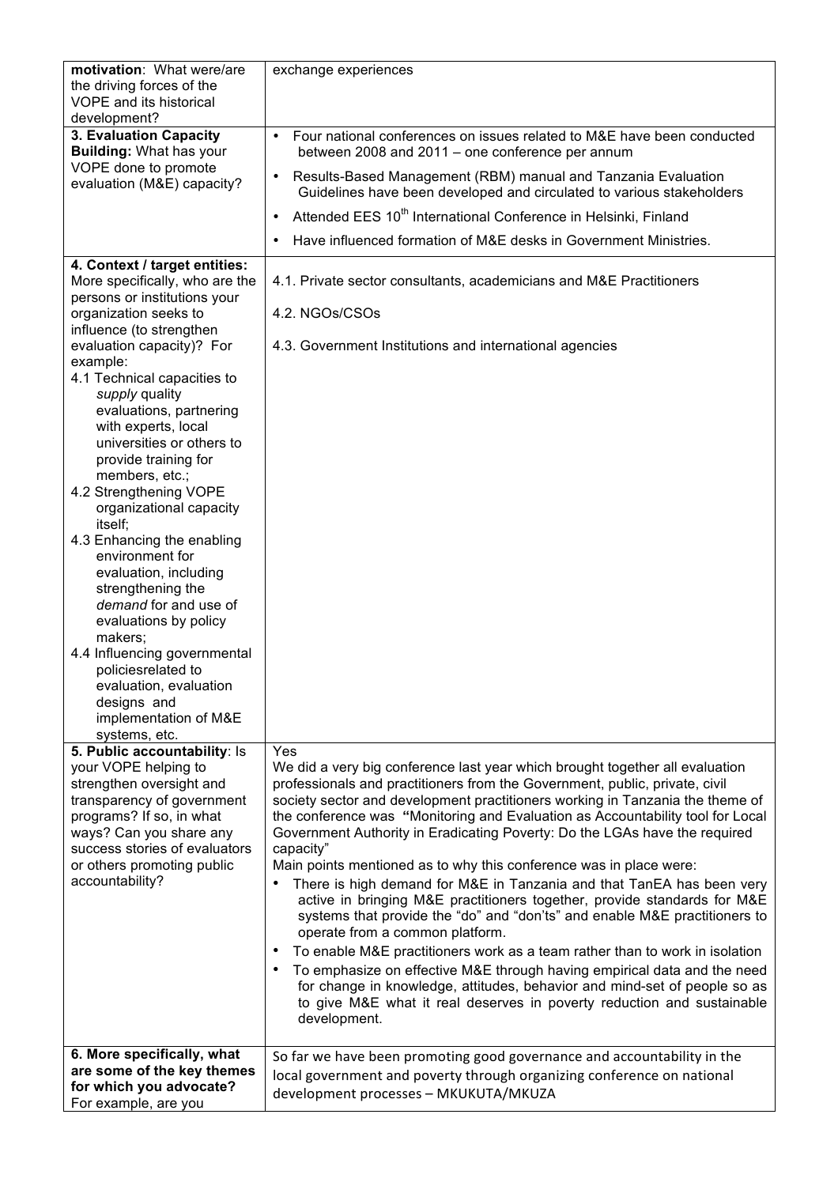| | |
|---|---|
| **motivation**: What were/are the driving forces of the VOPE and its historical development? | exchange experiences |
| **3. Evaluation Capacity Building:** What has your VOPE done to promote evaluation (M&E) capacity? | • Four national conferences on issues related to M&E have been conducted between 2008 and 2011 – one conference per annum<br>• Results-Based Management (RBM) manual and Tanzania Evaluation Guidelines have been developed and circulated to various stakeholders<br>• Attended EES 10th International Conference in Helsinki, Finland<br>• Have influenced formation of M&E desks in Government Ministries. |
| **4. Context / target entities:** More specifically, who are the persons or institutions your organization seeks to influence (to strengthen evaluation capacity)? For example:<br>4.1 Technical capacities to *supply* quality evaluations, partnering with experts, local universities or others to provide training for members, etc.;<br>4.2 Strengthening VOPE organizational capacity itself;<br>4.3 Enhancing the enabling environment for evaluation, including strengthening the *demand* for and use of evaluations by policy makers;<br>4.4 Influencing governmental policiesrelated to evaluation, evaluation designs and implementation of M&E systems, etc. | 4.1. Private sector consultants, academicians and M&E Practitioners<br><br>4.2. NGOs/CSOs<br><br>4.3. Government Institutions and international agencies |
| **5. Public accountability**: Is your VOPE helping to strengthen oversight and transparency of government programs? If so, in what ways? Can you share any success stories of evaluators or others promoting public accountability? | Yes<br>We did a very big conference last year which brought together all evaluation professionals and practitioners from the Government, public, private, civil society sector and development practitioners working in Tanzania the theme of the conference was **"**Monitoring and Evaluation as Accountability tool for Local Government Authority in Eradicating Poverty: Do the LGAs have the required capacity"<br>Main points mentioned as to why this conference was in place were:<br>• There is high demand for M&E in Tanzania and that TanEA has been very active in bringing M&E practitioners together, provide standards for M&E systems that provide the "do" and "don'ts" and enable M&E practitioners to operate from a common platform.<br>• To enable M&E practitioners work as a team rather than to work in isolation<br>• To emphasize on effective M&E through having empirical data and the need for change in knowledge, attitudes, behavior and mind-set of people so as to give M&E what it real deserves in poverty reduction and sustainable development. |
| **6. More specifically, what are some of the key themes for which you advocate?** For example, are you | So far we have been promoting good governance and accountability in the local government and poverty through organizing conference on national development processes – MKUKUTA/MKUZA |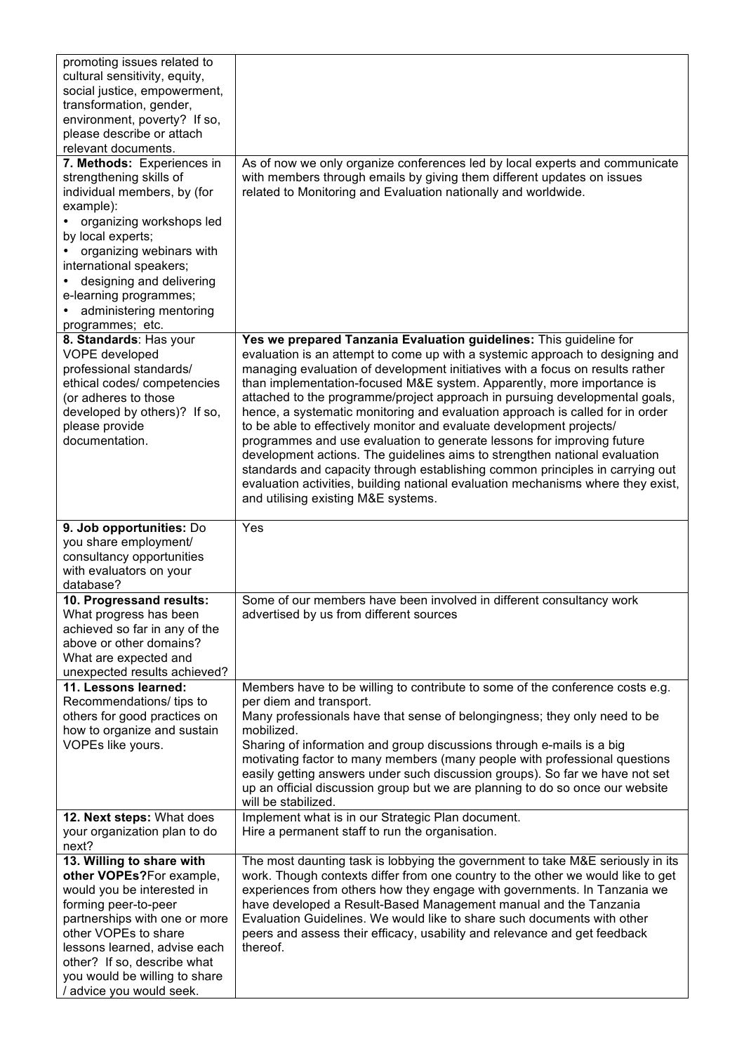| | |
|---|---|
| promoting issues related to cultural sensitivity, equity, social justice, empowerment, transformation, gender, environment, poverty? If so, please describe or attach relevant documents. | |
| **7. Methods:** Experiences in strengthening skills of individual members, by (for example): <br>• organizing workshops led by local experts; <br>• organizing webinars with international speakers; <br>• designing and delivering e-learning programmes; <br>• administering mentoring programmes; etc. | As of now we only organize conferences led by local experts and communicate with members through emails by giving them different updates on issues related to Monitoring and Evaluation nationally and worldwide. |
| **8. Standards**: Has your VOPE developed professional standards/ ethical codes/ competencies (or adheres to those developed by others)? If so, please provide documentation. | **Yes we prepared Tanzania Evaluation guidelines:** This guideline for evaluation is an attempt to come up with a systemic approach to designing and managing evaluation of development initiatives with a focus on results rather than implementation-focused M&E system. Apparently, more importance is attached to the programme/project approach in pursuing developmental goals, hence, a systematic monitoring and evaluation approach is called for in order to be able to effectively monitor and evaluate development projects/ programmes and use evaluation to generate lessons for improving future development actions. The guidelines aims to strengthen national evaluation standards and capacity through establishing common principles in carrying out evaluation activities, building national evaluation mechanisms where they exist, and utilising existing M&E systems. |
| **9. Job opportunities:** Do you share employment/ consultancy opportunities with evaluators on your database? | Yes |
| **10. Progressand results:** What progress has been achieved so far in any of the above or other domains? What are expected and unexpected results achieved? | Some of our members have been involved in different consultancy work advertised by us from different sources |
| **11. Lessons learned:** Recommendations/ tips to others for good practices on how to organize and sustain VOPEs like yours. | Members have to be willing to contribute to some of the conference costs e.g. per diem and transport. <br>Many professionals have that sense of belongingness; they only need to be mobilized. <br>Sharing of information and group discussions through e-mails is a big motivating factor to many members (many people with professional questions easily getting answers under such discussion groups). So far we have not set up an official discussion group but we are planning to do so once our website will be stabilized. |
| **12. Next steps:** What does your organization plan to do next? | Implement what is in our Strategic Plan document. <br>Hire a permanent staff to run the organisation. |
| **13. Willing to share with other VOPEs?** For example, would you be interested in forming peer-to-peer partnerships with one or more other VOPEs to share lessons learned, advise each other? If so, describe what you would be willing to share / advice you would seek. | The most daunting task is lobbying the government to take M&E seriously in its work. Though contexts differ from one country to the other we would like to get experiences from others how they engage with governments. In Tanzania we have developed a Result-Based Management manual and the Tanzania Evaluation Guidelines. We would like to share such documents with other peers and assess their efficacy, usability and relevance and get feedback thereof. |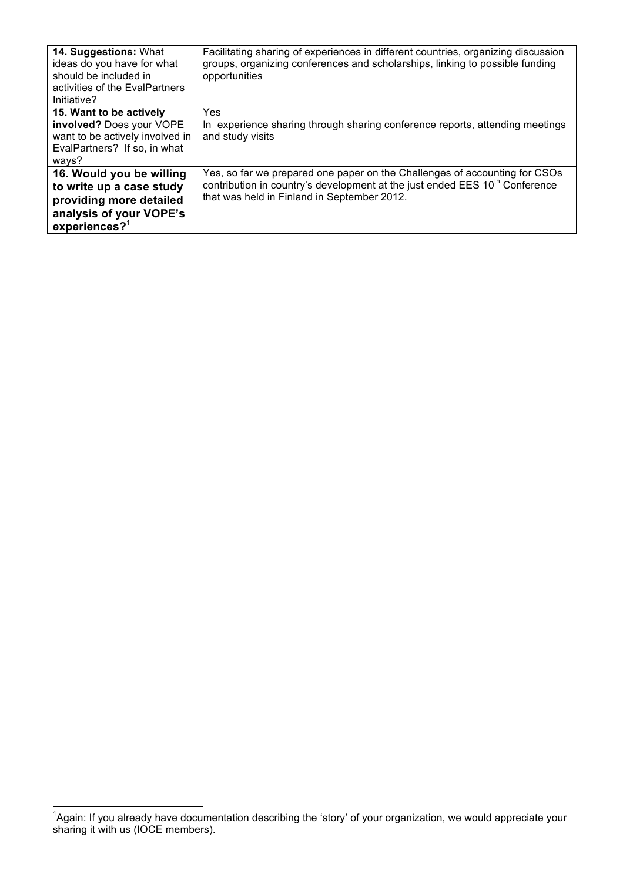| | |
|---|---|
| **14. Suggestions:** What ideas do you have for what should be included in activities of the EvalPartners Initiative? | Facilitating sharing of experiences in different countries, organizing discussion groups, organizing conferences and scholarships, linking to possible funding opportunities |
| **15. Want to be actively involved?** Does your VOPE want to be actively involved in EvalPartners? If so, in what ways? | Yes<br>In experience sharing through sharing conference reports, attending meetings and study visits |
| **16. Would you be willing to write up a case study providing more detailed analysis of your VOPE's experiences?[1]** | Yes, so far we prepared one paper on the Challenges of accounting for CSOs contribution in country's development at the just ended EES 10th Conference that was held in Finland in September 2012. |

[1]Again: If you already have documentation describing the 'story' of your organization, we would appreciate your sharing it with us (IOCE members).